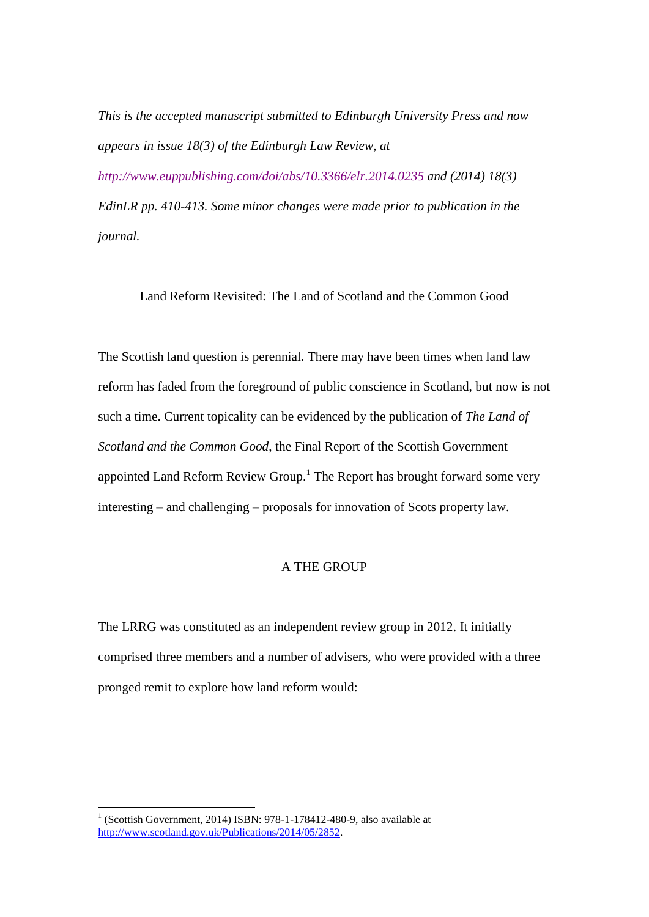*This is the accepted manuscript submitted to Edinburgh University Press and now appears in issue 18(3) of the Edinburgh Law Review, at [http://www.euppublishing.com/doi/abs/10.3366/elr.2014.0235](http://www.euppublishing.com/doi/abs/10.3366/elr.2014.0235) and (2014) 18(3) EdinLR pp. 410-413. Some minor changes were made prior to publication in the journal.*

# Land Reform Revisited: The Land of Scotland and the Common Good

The Scottish land question is perennial. There may have been times when land law reform has faded from the foreground of public conscience in Scotland, but now is not such a time. Current topicality can be evidenced by the publication of *The Land of Scotland and the Common Good*, the Final Report of the Scottish Government appointed Land Reform Review Group.[1] The Report has brought forward some very interesting – and challenging – proposals for innovation of Scots property law.

## A THE GROUP

The LRRG was constituted as an independent review group in 2012. It initially comprised three members and a number of advisers, who were provided with a three pronged remit to explore how land reform would:

[1] (Scottish Government, 2014) ISBN: 978-1-178412-480-9, also available at [http://www.scotland.gov.uk/Publications/2014/05/2852](http://www.scotland.gov.uk/Publications/2014/05/2852).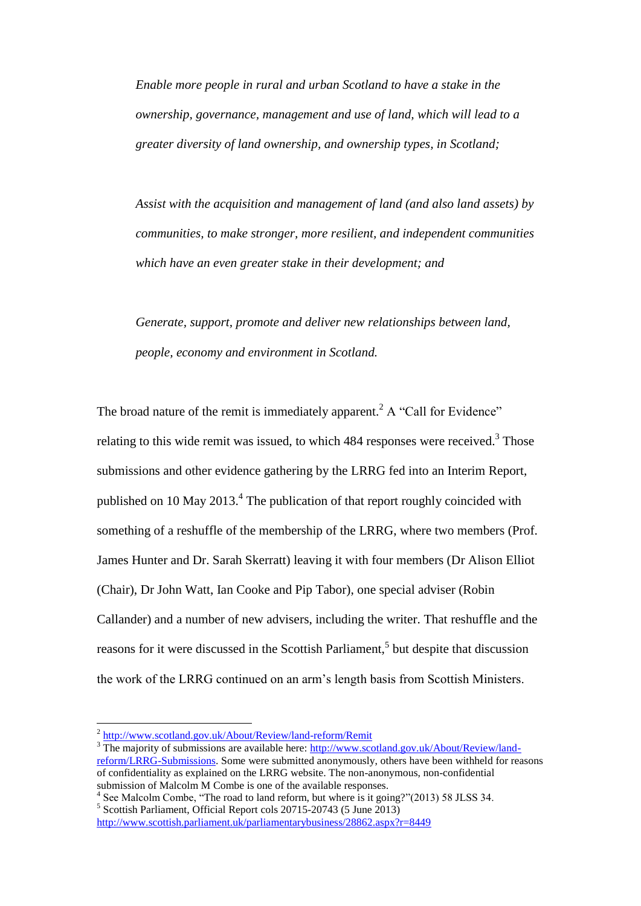*Enable more people in rural and urban Scotland to have a stake in the ownership, governance, management and use of land, which will lead to a greater diversity of land ownership, and ownership types, in Scotland;*

*Assist with the acquisition and management of land (and also land assets) by communities, to make stronger, more resilient, and independent communities which have an even greater stake in their development; and*

*Generate, support, promote and deliver new relationships between land, people, economy and environment in Scotland.*

The broad nature of the remit is immediately apparent.[2] A "Call for Evidence" relating to this wide remit was issued, to which 484 responses were received.[3] Those submissions and other evidence gathering by the LRRG fed into an Interim Report, published on 10 May 2013.[4] The publication of that report roughly coincided with something of a reshuffle of the membership of the LRRG, where two members (Prof. James Hunter and Dr. Sarah Skerratt) leaving it with four members (Dr Alison Elliot (Chair), Dr John Watt, Ian Cooke and Pip Tabor), one special adviser (Robin Callander) and a number of new advisers, including the writer. That reshuffle and the reasons for it were discussed in the Scottish Parliament,[5] but despite that discussion the work of the LRRG continued on an arm's length basis from Scottish Ministers.

---

[2] http://www.scotland.gov.uk/About/Review/land-reform/Remit

[3] The majority of submissions are available here: http://www.scotland.gov.uk/About/Review/land-reform/LRRG-Submissions. Some were submitted anonymously, others have been withheld for reasons of confidentiality as explained on the LRRG website. The non-anonymous, non-confidential submission of Malcolm M Combe is one of the available responses.

[4] See Malcolm Combe, "The road to land reform, but where is it going?"(2013) 58 JLSS 34.

[5] Scottish Parliament, Official Report cols 20715-20743 (5 June 2013) http://www.scottish.parliament.uk/parliamentarybusiness/28862.aspx?r=8449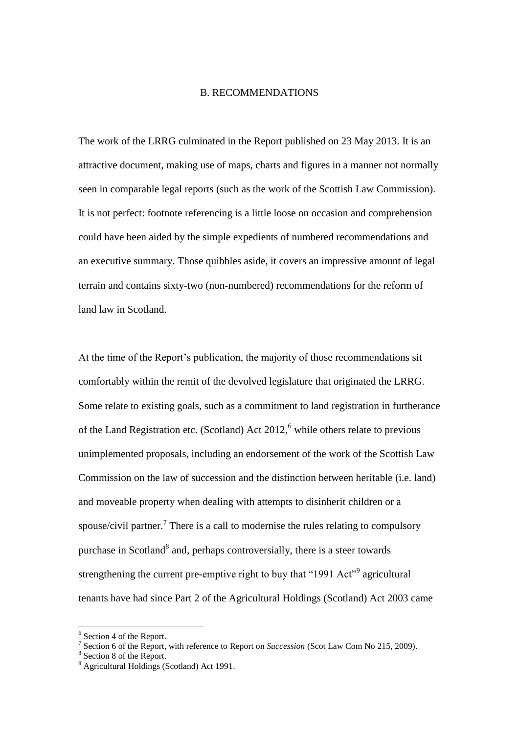## B. RECOMMENDATIONS

The work of the LRRG culminated in the Report published on 23 May 2013. It is an attractive document, making use of maps, charts and figures in a manner not normally seen in comparable legal reports (such as the work of the Scottish Law Commission). It is not perfect: footnote referencing is a little loose on occasion and comprehension could have been aided by the simple expedients of numbered recommendations and an executive summary. Those quibbles aside, it covers an impressive amount of legal terrain and contains sixty-two (non-numbered) recommendations for the reform of land law in Scotland.

At the time of the Report's publication, the majority of those recommendations sit comfortably within the remit of the devolved legislature that originated the LRRG. Some relate to existing goals, such as a commitment to land registration in furtherance of the Land Registration etc. (Scotland) Act 2012,[6] while others relate to previous unimplemented proposals, including an endorsement of the work of the Scottish Law Commission on the law of succession and the distinction between heritable (i.e. land) and moveable property when dealing with attempts to disinherit children or a spouse/civil partner.[7] There is a call to modernise the rules relating to compulsory purchase in Scotland[8] and, perhaps controversially, there is a steer towards strengthening the current pre-emptive right to buy that "1991 Act"[9] agricultural tenants have had since Part 2 of the Agricultural Holdings (Scotland) Act 2003 came

---

[6] Section 4 of the Report.

[7] Section 6 of the Report, with reference to Report on *Succession* (Scot Law Com No 215, 2009).

[8] Section 8 of the Report.

[9] Agricultural Holdings (Scotland) Act 1991.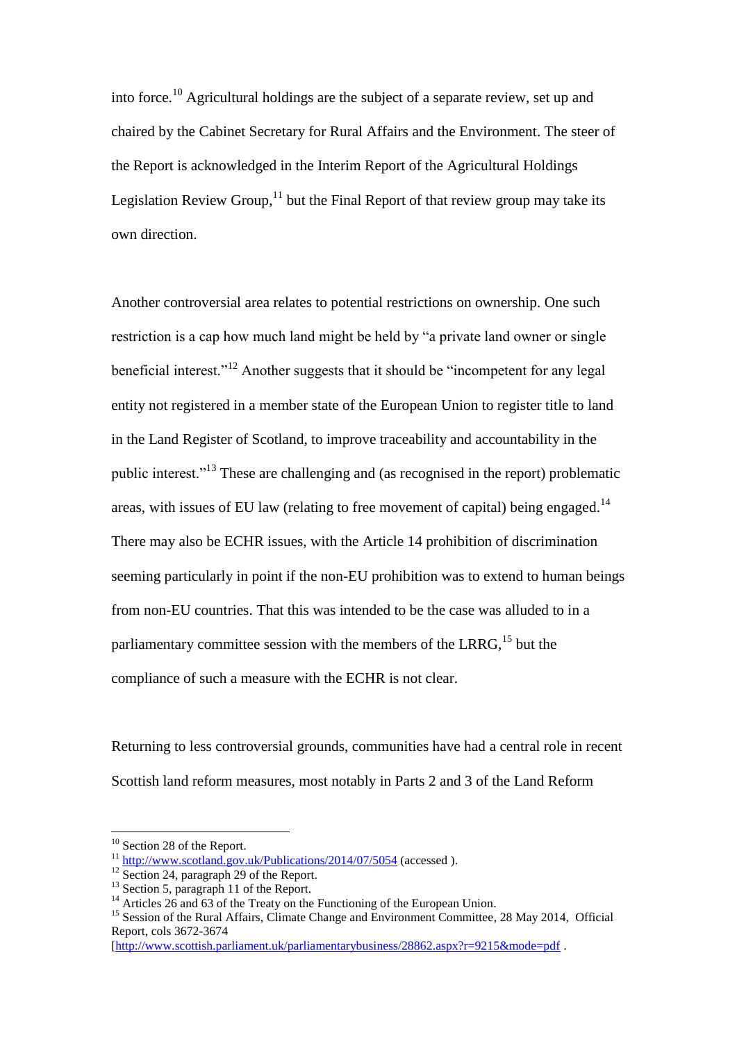into force.[10] Agricultural holdings are the subject of a separate review, set up and chaired by the Cabinet Secretary for Rural Affairs and the Environment. The steer of the Report is acknowledged in the Interim Report of the Agricultural Holdings Legislation Review Group,[11] but the Final Report of that review group may take its own direction.

Another controversial area relates to potential restrictions on ownership. One such restriction is a cap how much land might be held by "a private land owner or single beneficial interest."[12] Another suggests that it should be "incompetent for any legal entity not registered in a member state of the European Union to register title to land in the Land Register of Scotland, to improve traceability and accountability in the public interest."[13] These are challenging and (as recognised in the report) problematic areas, with issues of EU law (relating to free movement of capital) being engaged.[14] There may also be ECHR issues, with the Article 14 prohibition of discrimination seeming particularly in point if the non-EU prohibition was to extend to human beings from non-EU countries. That this was intended to be the case was alluded to in a parliamentary committee session with the members of the LRRG,[15] but the compliance of such a measure with the ECHR is not clear.

Returning to less controversial grounds, communities have had a central role in recent Scottish land reform measures, most notably in Parts 2 and 3 of the Land Reform

---

[10] Section 28 of the Report.

[11] http://www.scotland.gov.uk/Publications/2014/07/5054 (accessed ).

[12] Section 24, paragraph 29 of the Report.

[13] Section 5, paragraph 11 of the Report.

[14] Articles 26 and 63 of the Treaty on the Functioning of the European Union.

[15] Session of the Rural Affairs, Climate Change and Environment Committee, 28 May 2014, Official Report, cols 3672-3674 [http://www.scottish.parliament.uk/parliamentarybusiness/28862.aspx?r=9215&mode=pdf .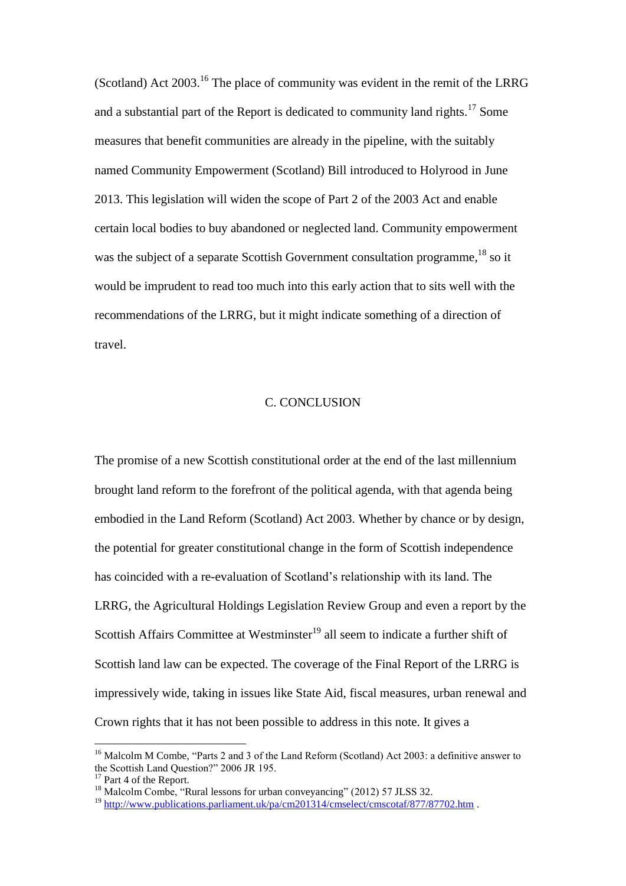(Scotland) Act 2003.[16] The place of community was evident in the remit of the LRRG and a substantial part of the Report is dedicated to community land rights.[17] Some measures that benefit communities are already in the pipeline, with the suitably named Community Empowerment (Scotland) Bill introduced to Holyrood in June 2013. This legislation will widen the scope of Part 2 of the 2003 Act and enable certain local bodies to buy abandoned or neglected land. Community empowerment was the subject of a separate Scottish Government consultation programme,[18] so it would be imprudent to read too much into this early action that to sits well with the recommendations of the LRRG, but it might indicate something of a direction of travel.

## C. CONCLUSION

The promise of a new Scottish constitutional order at the end of the last millennium brought land reform to the forefront of the political agenda, with that agenda being embodied in the Land Reform (Scotland) Act 2003. Whether by chance or by design, the potential for greater constitutional change in the form of Scottish independence has coincided with a re-evaluation of Scotland's relationship with its land. The LRRG, the Agricultural Holdings Legislation Review Group and even a report by the Scottish Affairs Committee at Westminster[19] all seem to indicate a further shift of Scottish land law can be expected. The coverage of the Final Report of the LRRG is impressively wide, taking in issues like State Aid, fiscal measures, urban renewal and Crown rights that it has not been possible to address in this note. It gives a

---

[16] Malcolm M Combe, "Parts 2 and 3 of the Land Reform (Scotland) Act 2003: a definitive answer to the Scottish Land Question?" 2006 JR 195.

[17] Part 4 of the Report.

[18] Malcolm Combe, "Rural lessons for urban conveyancing" (2012) 57 JLSS 32.

[19] http://www.publications.parliament.uk/pa/cm201314/cmselect/cmscotaf/877/87702.htm .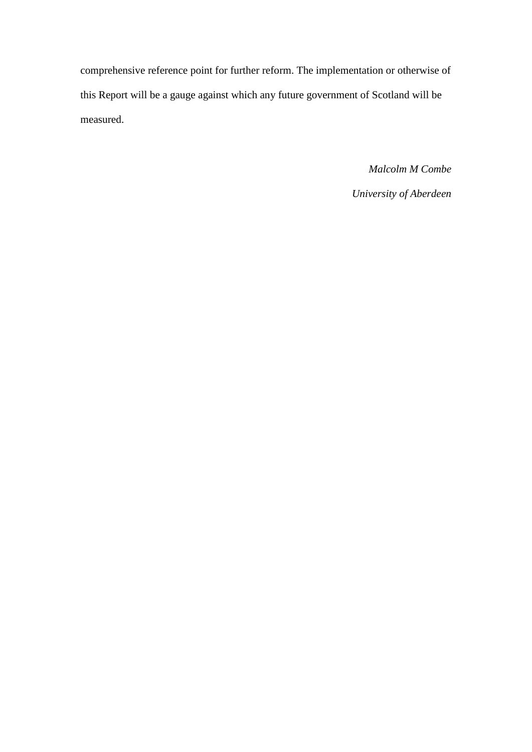comprehensive reference point for further reform. The implementation or otherwise of this Report will be a gauge against which any future government of Scotland will be measured.

*Malcolm M Combe*

*University of Aberdeen*